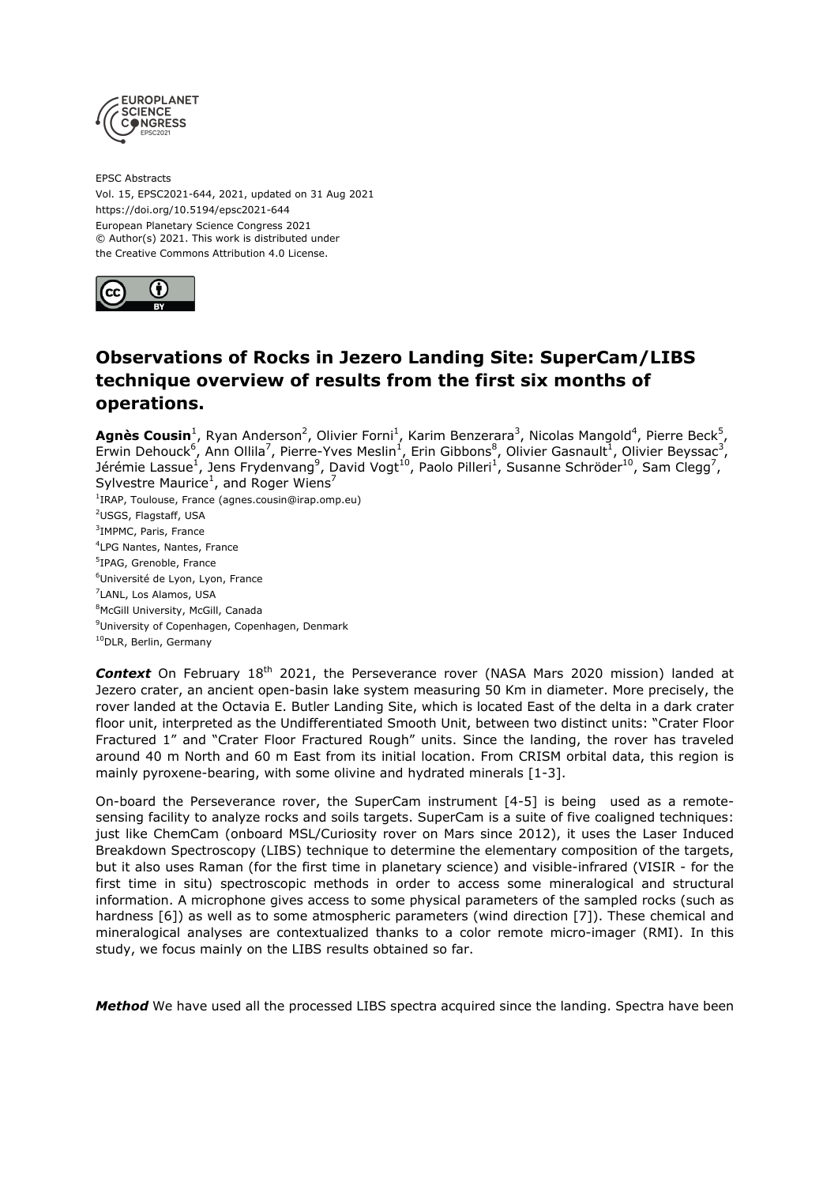EPSC Abstracts
Vol. 15, EPSC2021-644, 2021, updated on 31 Aug 2021
https://doi.org/10.5194/epsc2021-644
European Planetary Science Congress 2021
© Author(s) 2021. This work is distributed under
the Creative Commons Attribution 4.0 License.

# Observations of Rocks in Jezero Landing Site: SuperCam/LIBS technique overview of results from the first six months of operations.

**Agnès Cousin**[1], Ryan Anderson[2], Olivier Forni[1], Karim Benzerara[3], Nicolas Mangold[4], Pierre Beck[5], Erwin Dehouck[6], Ann Ollila[7], Pierre-Yves Meslin[1], Erin Gibbons[8], Olivier Gasnault[1], Olivier Beyssac[3], Jérémie Lassue[1], Jens Frydenvang[9], David Vogt[10], Paolo Pilleri[1], Susanne Schröder[10], Sam Clegg[7], Sylvestre Maurice[1], and Roger Wiens[7]

[1]IRAP, Toulouse, France (agnes.cousin@irap.omp.eu)
[2]USGS, Flagstaff, USA
[3]IMPMC, Paris, France
[4]LPG Nantes, Nantes, France
[5]IPAG, Grenoble, France
[6]Université de Lyon, Lyon, France
[7]LANL, Los Alamos, USA
[8]McGill University, McGill, Canada
[9]University of Copenhagen, Copenhagen, Denmark
[10]DLR, Berlin, Germany

***Context*** On February 18th 2021, the Perseverance rover (NASA Mars 2020 mission) landed at Jezero crater, an ancient open-basin lake system measuring 50 Km in diameter. More precisely, the rover landed at the Octavia E. Butler Landing Site, which is located East of the delta in a dark crater floor unit, interpreted as the Undifferentiated Smooth Unit, between two distinct units: "Crater Floor Fractured 1" and "Crater Floor Fractured Rough" units. Since the landing, the rover has traveled around 40 m North and 60 m East from its initial location. From CRISM orbital data, this region is mainly pyroxene-bearing, with some olivine and hydrated minerals [1-3].

On-board the Perseverance rover, the SuperCam instrument [4-5] is being used as a remote-sensing facility to analyze rocks and soils targets. SuperCam is a suite of five coaligned techniques: just like ChemCam (onboard MSL/Curiosity rover on Mars since 2012), it uses the Laser Induced Breakdown Spectroscopy (LIBS) technique to determine the elementary composition of the targets, but it also uses Raman (for the first time in planetary science) and visible-infrared (VISIR - for the first time in situ) spectroscopic methods in order to access some mineralogical and structural information. A microphone gives access to some physical parameters of the sampled rocks (such as hardness [6]) as well as to some atmospheric parameters (wind direction [7]). These chemical and mineralogical analyses are contextualized thanks to a color remote micro-imager (RMI). In this study, we focus mainly on the LIBS results obtained so far.

***Method*** We have used all the processed LIBS spectra acquired since the landing. Spectra have been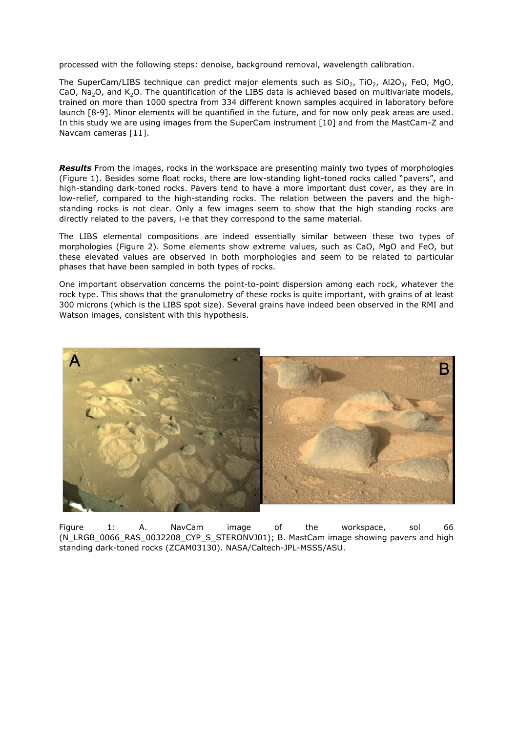processed with the following steps: denoise, background removal, wavelength calibration.

The SuperCam/LIBS technique can predict major elements such as $SiO_2$, $TiO_2$, $Al2O_3$, FeO, MgO, CaO, $Na_2O$, and $K_2O$. The quantification of the LIBS data is achieved based on multivariate models, trained on more than 1000 spectra from 334 different known samples acquired in laboratory before launch [8-9]. Minor elements will be quantified in the future, and for now only peak areas are used. In this study we are using images from the SuperCam instrument [10] and from the MastCam-Z and Navcam cameras [11].

***Results*** From the images, rocks in the workspace are presenting mainly two types of morphologies (Figure 1). Besides some float rocks, there are low-standing light-toned rocks called "pavers", and high-standing dark-toned rocks. Pavers tend to have a more important dust cover, as they are in low-relief, compared to the high-standing rocks. The relation between the pavers and the high-standing rocks is not clear. Only a few images seem to show that the high standing rocks are directly related to the pavers, i-e that they correspond to the same material.

The LIBS elemental compositions are indeed essentially similar between these two types of morphologies (Figure 2). Some elements show extreme values, such as CaO, MgO and FeO, but these elevated values are observed in both morphologies and seem to be related to particular phases that have been sampled in both types of rocks.

One important observation concerns the point-to-point dispersion among each rock, whatever the rock type. This shows that the granulometry of these rocks is quite important, with grains of at least 300 microns (which is the LIBS spot size). Several grains have indeed been observed in the RMI and Watson images, consistent with this hypothesis.

Figure 1: A. NavCam image of the workspace, sol 66 (N_LRGB_0066_RAS_0032208_CYP_S_STERONVJ01); B. MastCam image showing pavers and high standing dark-toned rocks (ZCAM03130). NASA/Caltech-JPL-MSSS/ASU.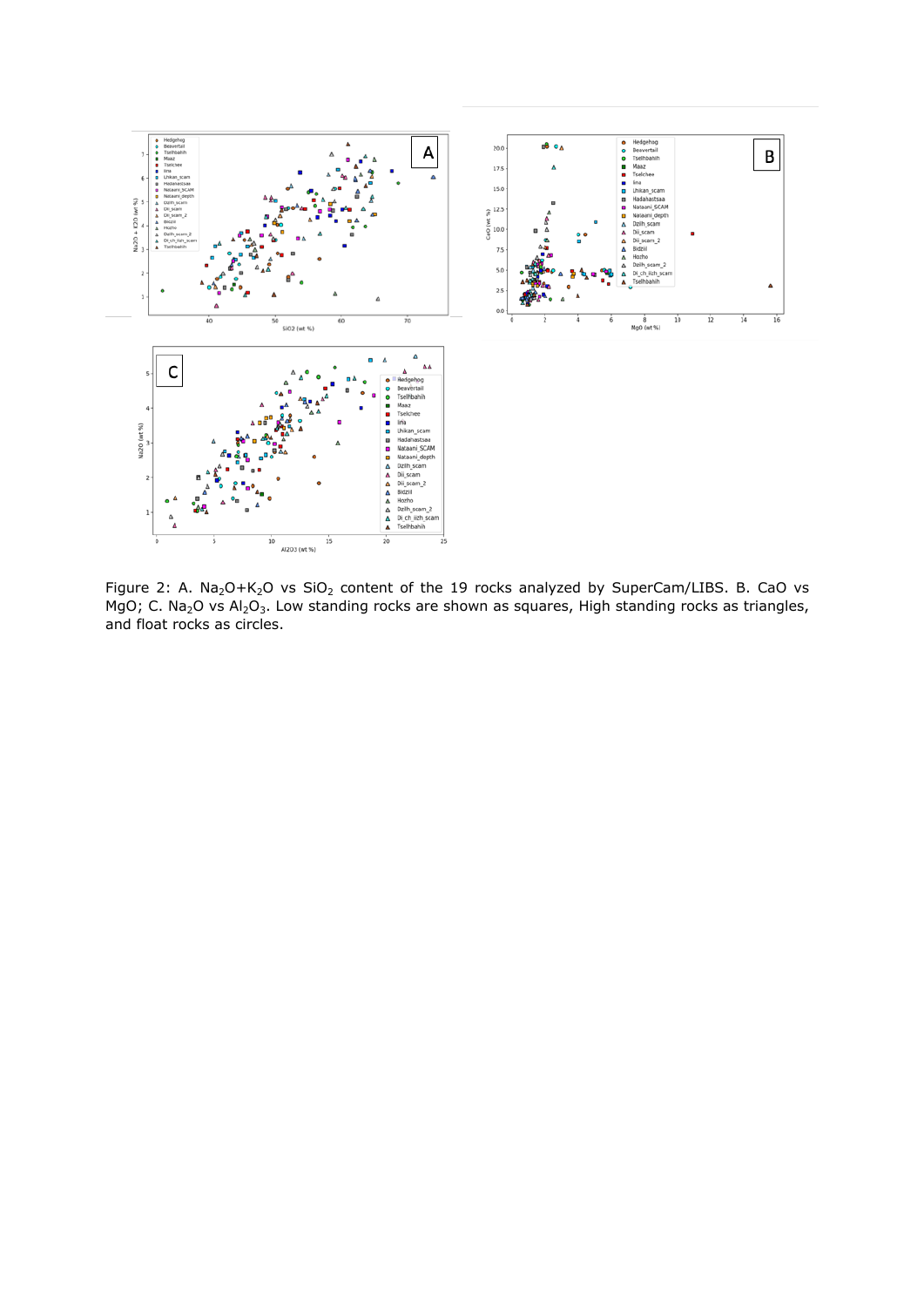A

Hedgehog
Beavertail
Tselhbahih
Maaz
Tselchee
Iina
Uhikan_scam
Hadahastsaa
Nataani_SCAM
Nataani_depth
Dzilh_scam
Dii_scam
Dii_scam_2
Bidzii
Hozho
Dzilh_scam_2
Di_ch_iizh_scam
Tselhbahih

Na2O + K2O (wt %)

SiO2 (wt %)

B

CaO (wt %)

MgO (wt %)

C

Na2O (wt %)

Al2O3 (wt %)

Figure 2: A. $Na_2O+K_2O$ vs $SiO_2$ content of the 19 rocks analyzed by SuperCam/LIBS. B. CaO vs MgO; C. $Na_2O$ vs $Al_2O_3$. Low standing rocks are shown as squares, High standing rocks as triangles, and float rocks as circles.